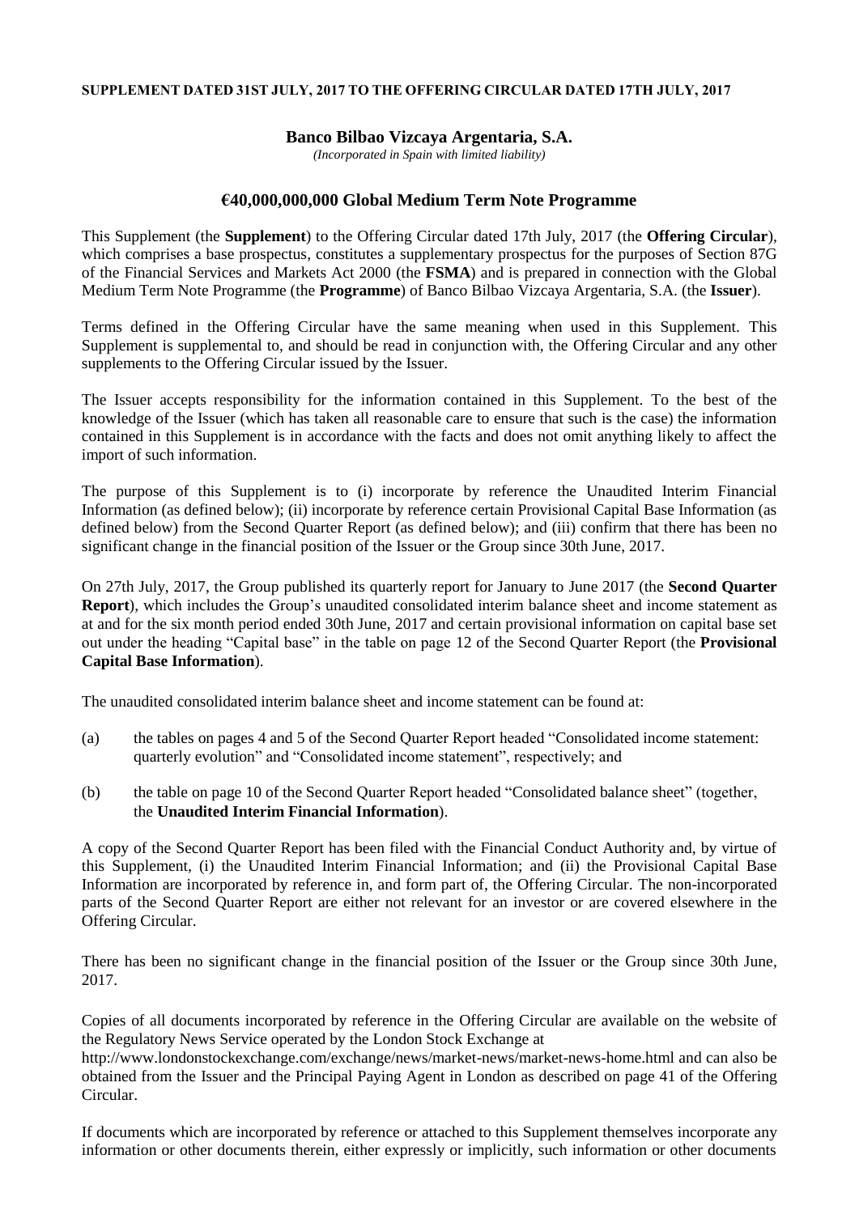**SUPPLEMENT DATED 31ST JULY, 2017 TO THE OFFERING CIRCULAR DATED 17TH JULY, 2017**

# Banco Bilbao Vizcaya Argentaria, S.A.

*(Incorporated in Spain with limited liability)*

## €40,000,000,000 Global Medium Term Note Programme

This Supplement (the **Supplement**) to the Offering Circular dated 17th July, 2017 (the **Offering Circular**), which comprises a base prospectus, constitutes a supplementary prospectus for the purposes of Section 87G of the Financial Services and Markets Act 2000 (the **FSMA**) and is prepared in connection with the Global Medium Term Note Programme (the **Programme**) of Banco Bilbao Vizcaya Argentaria, S.A. (the **Issuer**).

Terms defined in the Offering Circular have the same meaning when used in this Supplement. This Supplement is supplemental to, and should be read in conjunction with, the Offering Circular and any other supplements to the Offering Circular issued by the Issuer.

The Issuer accepts responsibility for the information contained in this Supplement. To the best of the knowledge of the Issuer (which has taken all reasonable care to ensure that such is the case) the information contained in this Supplement is in accordance with the facts and does not omit anything likely to affect the import of such information.

The purpose of this Supplement is to (i) incorporate by reference the Unaudited Interim Financial Information (as defined below); (ii) incorporate by reference certain Provisional Capital Base Information (as defined below) from the Second Quarter Report (as defined below); and (iii) confirm that there has been no significant change in the financial position of the Issuer or the Group since 30th June, 2017.

On 27th July, 2017, the Group published its quarterly report for January to June 2017 (the **Second Quarter Report**), which includes the Group's unaudited consolidated interim balance sheet and income statement as at and for the six month period ended 30th June, 2017 and certain provisional information on capital base set out under the heading "Capital base" in the table on page 12 of the Second Quarter Report (the **Provisional Capital Base Information**).

The unaudited consolidated interim balance sheet and income statement can be found at:

(a) the tables on pages 4 and 5 of the Second Quarter Report headed "Consolidated income statement: quarterly evolution" and "Consolidated income statement", respectively; and

(b) the table on page 10 of the Second Quarter Report headed "Consolidated balance sheet" (together, the **Unaudited Interim Financial Information**).

A copy of the Second Quarter Report has been filed with the Financial Conduct Authority and, by virtue of this Supplement, (i) the Unaudited Interim Financial Information; and (ii) the Provisional Capital Base Information are incorporated by reference in, and form part of, the Offering Circular. The non-incorporated parts of the Second Quarter Report are either not relevant for an investor or are covered elsewhere in the Offering Circular.

There has been no significant change in the financial position of the Issuer or the Group since 30th June, 2017.

Copies of all documents incorporated by reference in the Offering Circular are available on the website of the Regulatory News Service operated by the London Stock Exchange at http://www.londonstockexchange.com/exchange/news/market-news/market-news-home.html and can also be obtained from the Issuer and the Principal Paying Agent in London as described on page 41 of the Offering Circular.

If documents which are incorporated by reference or attached to this Supplement themselves incorporate any information or other documents therein, either expressly or implicitly, such information or other documents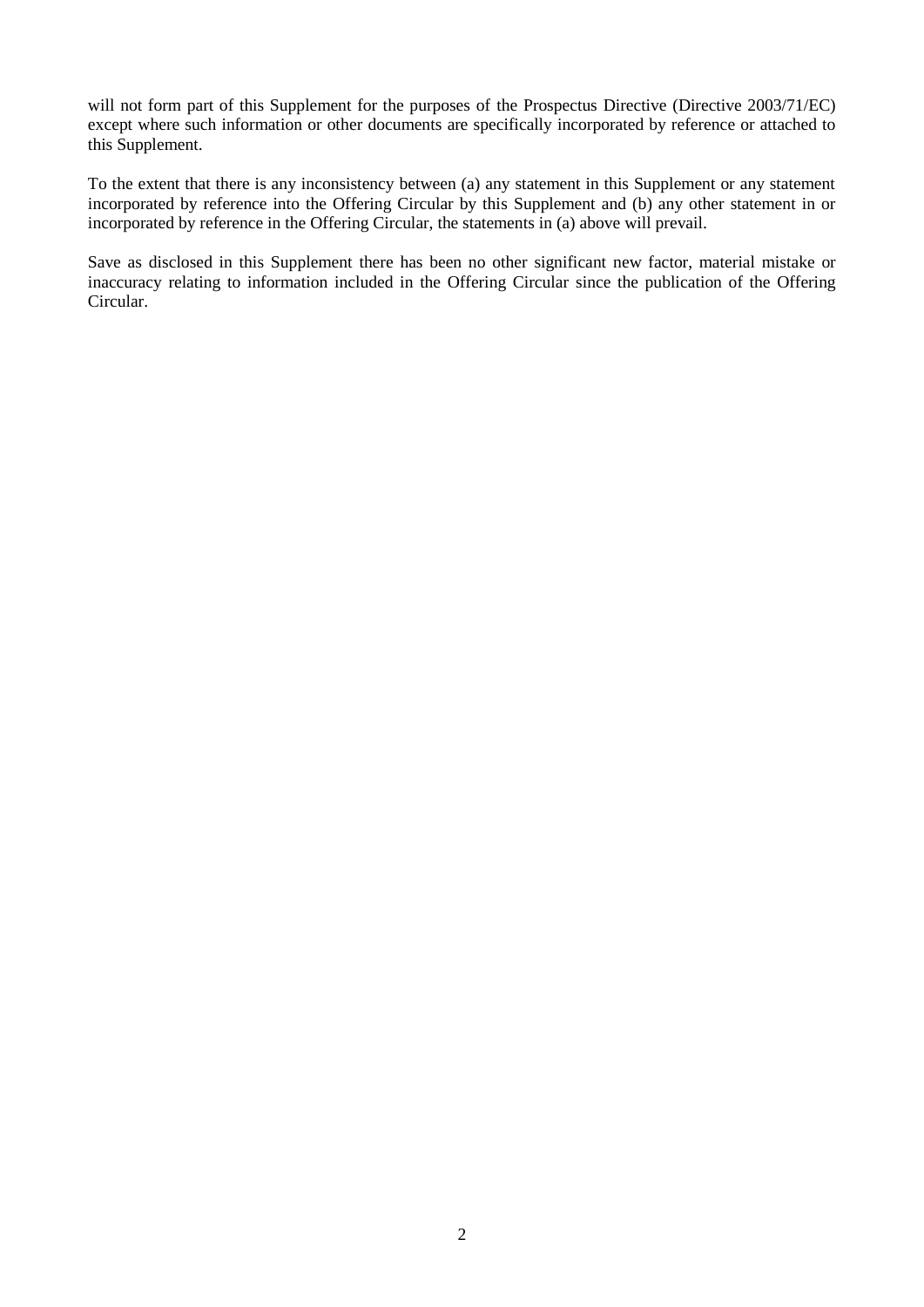will not form part of this Supplement for the purposes of the Prospectus Directive (Directive 2003/71/EC) except where such information or other documents are specifically incorporated by reference or attached to this Supplement.

To the extent that there is any inconsistency between (a) any statement in this Supplement or any statement incorporated by reference into the Offering Circular by this Supplement and (b) any other statement in or incorporated by reference in the Offering Circular, the statements in (a) above will prevail.

Save as disclosed in this Supplement there has been no other significant new factor, material mistake or inaccuracy relating to information included in the Offering Circular since the publication of the Offering Circular.